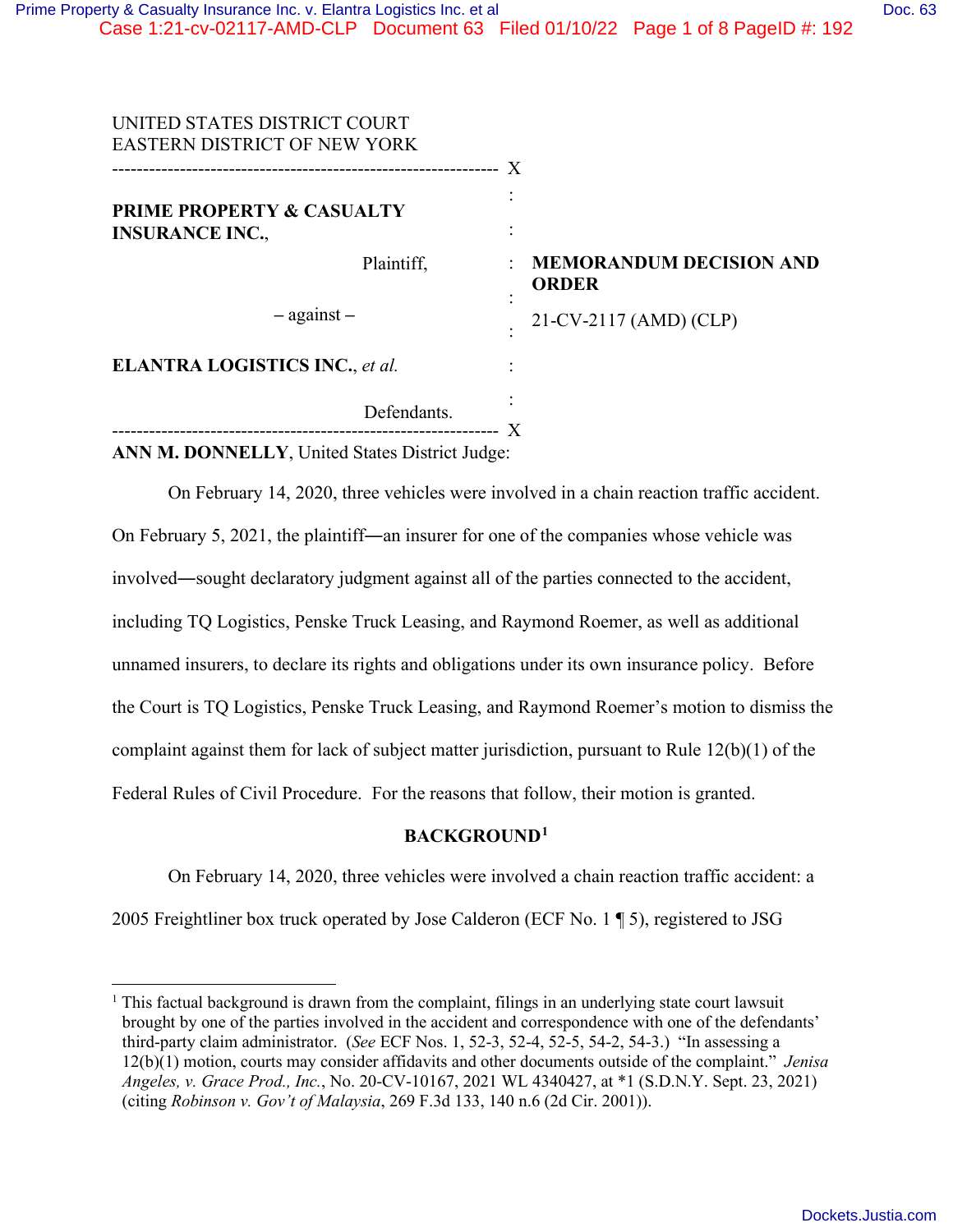UNITED STATES DISTRICT COURT
EASTERN DISTRICT OF NEW YORK

---

**PRIME PROPERTY & CASUALTY INSURANCE INC.**,

Plaintiff,

– against –

**ELANTRA LOGISTICS INC.**, *et al.*

Defendants.

---

**MEMORANDUM DECISION AND ORDER**

21-CV-2117 (AMD) (CLP)

**ANN M. DONNELLY**, United States District Judge:

On February 14, 2020, three vehicles were involved in a chain reaction traffic accident. On February 5, 2021, the plaintiff—an insurer for one of the companies whose vehicle was involved—sought declaratory judgment against all of the parties connected to the accident, including TQ Logistics, Penske Truck Leasing, and Raymond Roemer, as well as additional unnamed insurers, to declare its rights and obligations under its own insurance policy. Before the Court is TQ Logistics, Penske Truck Leasing, and Raymond Roemer's motion to dismiss the complaint against them for lack of subject matter jurisdiction, pursuant to Rule 12(b)(1) of the Federal Rules of Civil Procedure. For the reasons that follow, their motion is granted.

## BACKGROUND[1]

On February 14, 2020, three vehicles were involved a chain reaction traffic accident: a 2005 Freightliner box truck operated by Jose Calderon (ECF No. 1 ¶ 5), registered to JSG

---

[1] This factual background is drawn from the complaint, filings in an underlying state court lawsuit brought by one of the parties involved in the accident and correspondence with one of the defendants' third-party claim administrator. (*See* ECF Nos. 1, 52-3, 52-4, 52-5, 54-2, 54-3.) "In assessing a 12(b)(1) motion, courts may consider affidavits and other documents outside of the complaint." *Jenisa Angeles, v. Grace Prod., Inc.*, No. 20-CV-10167, 2021 WL 4340427, at *1 (S.D.N.Y. Sept. 23, 2021) (citing *Robinson v. Gov't of Malaysia*, 269 F.3d 133, 140 n.6 (2d Cir. 2001)).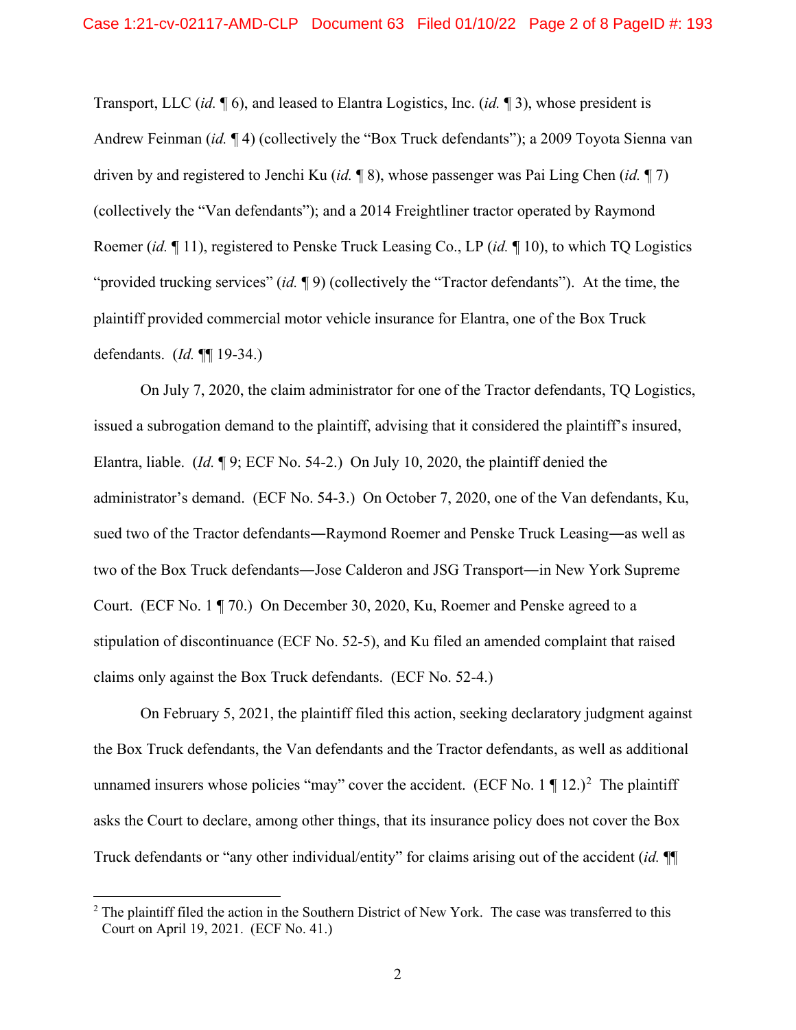Transport, LLC (*id.* ¶ 6), and leased to Elantra Logistics, Inc. (*id.* ¶ 3), whose president is Andrew Feinman (*id.* ¶ 4) (collectively the "Box Truck defendants"); a 2009 Toyota Sienna van driven by and registered to Jenchi Ku (*id.* ¶ 8), whose passenger was Pai Ling Chen (*id.* ¶ 7) (collectively the "Van defendants"); and a 2014 Freightliner tractor operated by Raymond Roemer (*id.* ¶ 11), registered to Penske Truck Leasing Co., LP (*id.* ¶ 10), to which TQ Logistics "provided trucking services" (*id.* ¶ 9) (collectively the "Tractor defendants"). At the time, the plaintiff provided commercial motor vehicle insurance for Elantra, one of the Box Truck defendants. (*Id.* ¶¶ 19-34.)

On July 7, 2020, the claim administrator for one of the Tractor defendants, TQ Logistics, issued a subrogation demand to the plaintiff, advising that it considered the plaintiff's insured, Elantra, liable. (*Id.* ¶ 9; ECF No. 54-2.) On July 10, 2020, the plaintiff denied the administrator's demand. (ECF No. 54-3.) On October 7, 2020, one of the Van defendants, Ku, sued two of the Tractor defendants—Raymond Roemer and Penske Truck Leasing—as well as two of the Box Truck defendants—Jose Calderon and JSG Transport—in New York Supreme Court. (ECF No. 1 ¶ 70.) On December 30, 2020, Ku, Roemer and Penske agreed to a stipulation of discontinuance (ECF No. 52-5), and Ku filed an amended complaint that raised claims only against the Box Truck defendants. (ECF No. 52-4.)

On February 5, 2021, the plaintiff filed this action, seeking declaratory judgment against the Box Truck defendants, the Van defendants and the Tractor defendants, as well as additional unnamed insurers whose policies "may" cover the accident. (ECF No. 1 ¶ 12.)[2] The plaintiff asks the Court to declare, among other things, that its insurance policy does not cover the Box Truck defendants or "any other individual/entity" for claims arising out of the accident (*id.* ¶¶

[2] The plaintiff filed the action in the Southern District of New York. The case was transferred to this Court on April 19, 2021. (ECF No. 41.)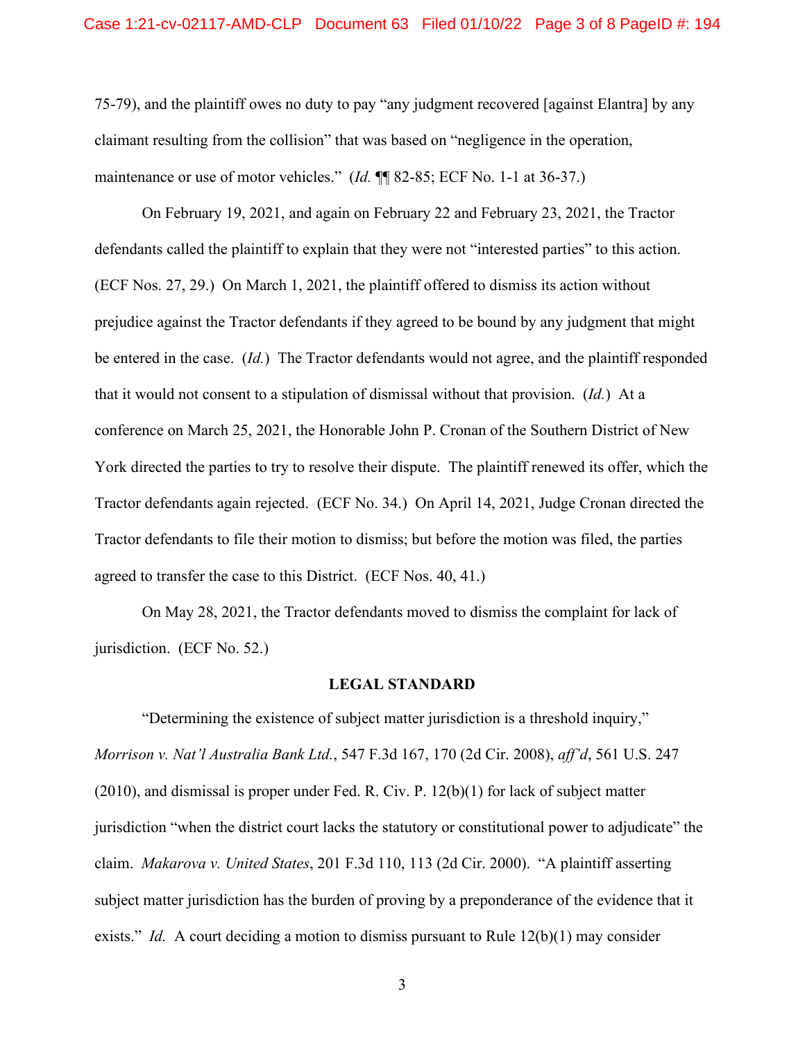75-79), and the plaintiff owes no duty to pay "any judgment recovered [against Elantra] by any claimant resulting from the collision" that was based on "negligence in the operation, maintenance or use of motor vehicles." (*Id.* ¶¶ 82-85; ECF No. 1-1 at 36-37.)

On February 19, 2021, and again on February 22 and February 23, 2021, the Tractor defendants called the plaintiff to explain that they were not "interested parties" to this action. (ECF Nos. 27, 29.) On March 1, 2021, the plaintiff offered to dismiss its action without prejudice against the Tractor defendants if they agreed to be bound by any judgment that might be entered in the case. (*Id.*) The Tractor defendants would not agree, and the plaintiff responded that it would not consent to a stipulation of dismissal without that provision. (*Id.*) At a conference on March 25, 2021, the Honorable John P. Cronan of the Southern District of New York directed the parties to try to resolve their dispute. The plaintiff renewed its offer, which the Tractor defendants again rejected. (ECF No. 34.) On April 14, 2021, Judge Cronan directed the Tractor defendants to file their motion to dismiss; but before the motion was filed, the parties agreed to transfer the case to this District. (ECF Nos. 40, 41.)

On May 28, 2021, the Tractor defendants moved to dismiss the complaint for lack of jurisdiction. (ECF No. 52.)

## LEGAL STANDARD

"Determining the existence of subject matter jurisdiction is a threshold inquiry," *Morrison v. Nat'l Australia Bank Ltd.*, 547 F.3d 167, 170 (2d Cir. 2008), *aff'd*, 561 U.S. 247 (2010), and dismissal is proper under Fed. R. Civ. P. 12(b)(1) for lack of subject matter jurisdiction "when the district court lacks the statutory or constitutional power to adjudicate" the claim. *Makarova v. United States*, 201 F.3d 110, 113 (2d Cir. 2000). "A plaintiff asserting subject matter jurisdiction has the burden of proving by a preponderance of the evidence that it exists." *Id.* A court deciding a motion to dismiss pursuant to Rule 12(b)(1) may consider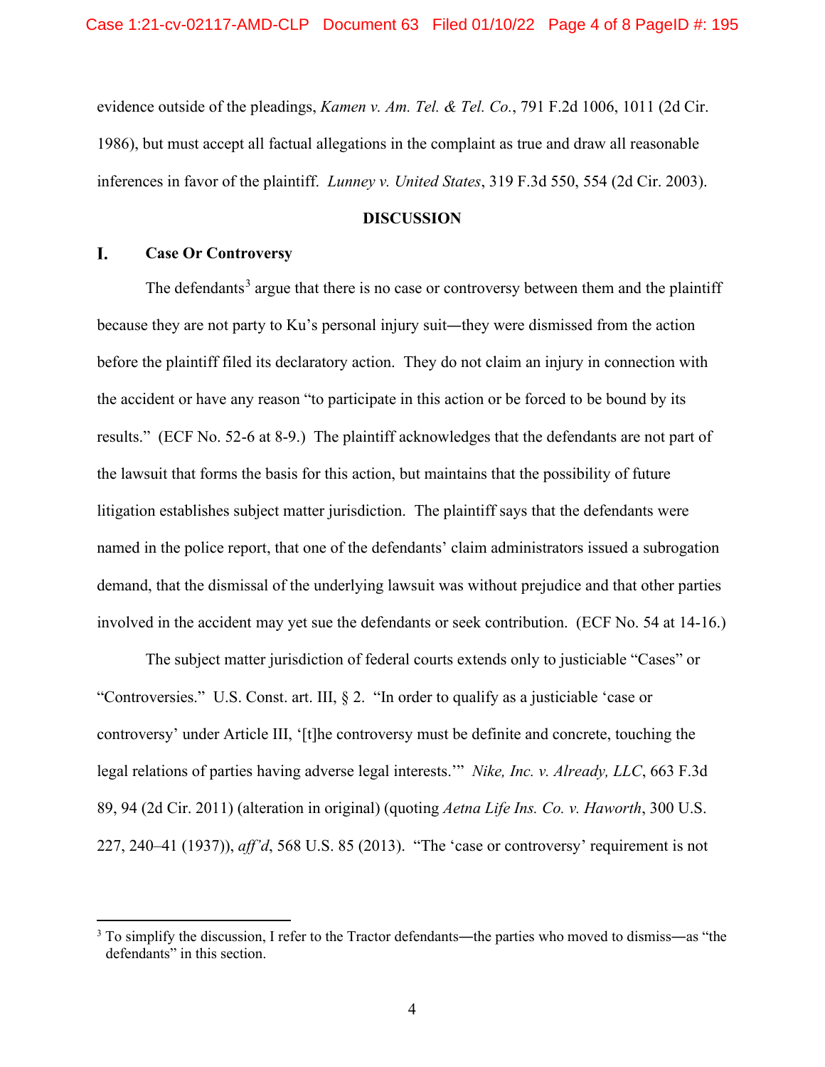evidence outside of the pleadings, *Kamen v. Am. Tel. & Tel. Co.*, 791 F.2d 1006, 1011 (2d Cir. 1986), but must accept all factual allegations in the complaint as true and draw all reasonable inferences in favor of the plaintiff. *Lunney v. United States*, 319 F.3d 550, 554 (2d Cir. 2003).

## DISCUSSION

### I. Case Or Controversy

The defendants[3] argue that there is no case or controversy between them and the plaintiff because they are not party to Ku's personal injury suit—they were dismissed from the action before the plaintiff filed its declaratory action. They do not claim an injury in connection with the accident or have any reason "to participate in this action or be forced to be bound by its results." (ECF No. 52-6 at 8-9.) The plaintiff acknowledges that the defendants are not part of the lawsuit that forms the basis for this action, but maintains that the possibility of future litigation establishes subject matter jurisdiction. The plaintiff says that the defendants were named in the police report, that one of the defendants' claim administrators issued a subrogation demand, that the dismissal of the underlying lawsuit was without prejudice and that other parties involved in the accident may yet sue the defendants or seek contribution. (ECF No. 54 at 14-16.)

The subject matter jurisdiction of federal courts extends only to justiciable "Cases" or "Controversies." U.S. Const. art. III, § 2. "In order to qualify as a justiciable 'case or controversy' under Article III, '[t]he controversy must be definite and concrete, touching the legal relations of parties having adverse legal interests.'" *Nike, Inc. v. Already, LLC*, 663 F.3d 89, 94 (2d Cir. 2011) (alteration in original) (quoting *Aetna Life Ins. Co. v. Haworth*, 300 U.S. 227, 240–41 (1937)), *aff'd*, 568 U.S. 85 (2013). "The 'case or controversy' requirement is not

[3] To simplify the discussion, I refer to the Tractor defendants—the parties who moved to dismiss—as "the defendants" in this section.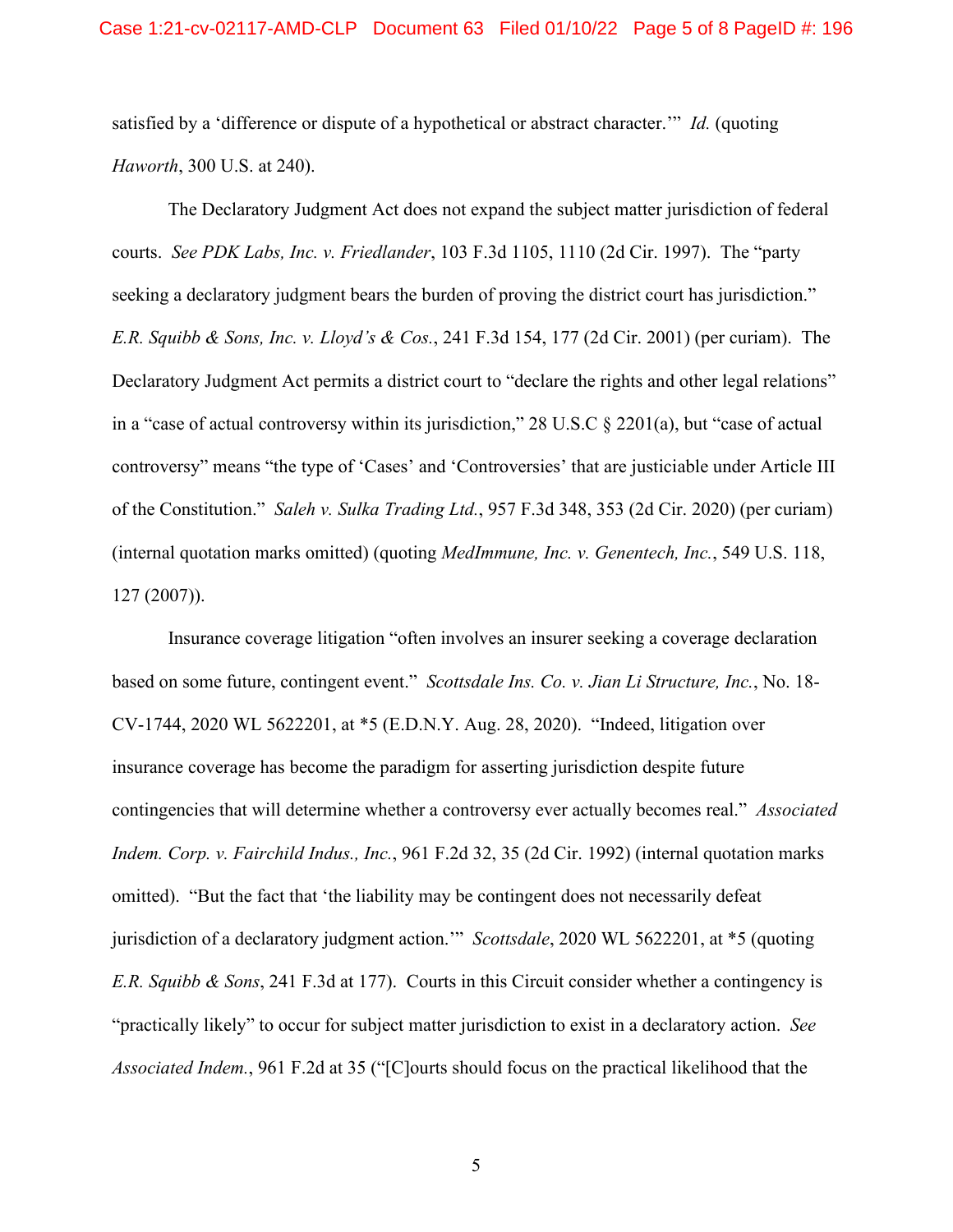satisfied by a 'difference or dispute of a hypothetical or abstract character.'" *Id.* (quoting *Haworth*, 300 U.S. at 240).

The Declaratory Judgment Act does not expand the subject matter jurisdiction of federal courts. *See PDK Labs, Inc. v. Friedlander*, 103 F.3d 1105, 1110 (2d Cir. 1997). The "party seeking a declaratory judgment bears the burden of proving the district court has jurisdiction." *E.R. Squibb & Sons, Inc. v. Lloyd's & Cos.*, 241 F.3d 154, 177 (2d Cir. 2001) (per curiam). The Declaratory Judgment Act permits a district court to "declare the rights and other legal relations" in a "case of actual controversy within its jurisdiction," 28 U.S.C § 2201(a), but "case of actual controversy" means "the type of 'Cases' and 'Controversies' that are justiciable under Article III of the Constitution." *Saleh v. Sulka Trading Ltd.*, 957 F.3d 348, 353 (2d Cir. 2020) (per curiam) (internal quotation marks omitted) (quoting *MedImmune, Inc. v. Genentech, Inc.*, 549 U.S. 118, 127 (2007)).

Insurance coverage litigation "often involves an insurer seeking a coverage declaration based on some future, contingent event." *Scottsdale Ins. Co. v. Jian Li Structure, Inc.*, No. 18-CV-1744, 2020 WL 5622201, at *5 (E.D.N.Y. Aug. 28, 2020). "Indeed, litigation over insurance coverage has become the paradigm for asserting jurisdiction despite future contingencies that will determine whether a controversy ever actually becomes real." *Associated Indem. Corp. v. Fairchild Indus., Inc.*, 961 F.2d 32, 35 (2d Cir. 1992) (internal quotation marks omitted). "But the fact that 'the liability may be contingent does not necessarily defeat jurisdiction of a declaratory judgment action.'" *Scottsdale*, 2020 WL 5622201, at *5 (quoting *E.R. Squibb & Sons*, 241 F.3d at 177). Courts in this Circuit consider whether a contingency is "practically likely" to occur for subject matter jurisdiction to exist in a declaratory action. *See Associated Indem.*, 961 F.2d at 35 ("[C]ourts should focus on the practical likelihood that the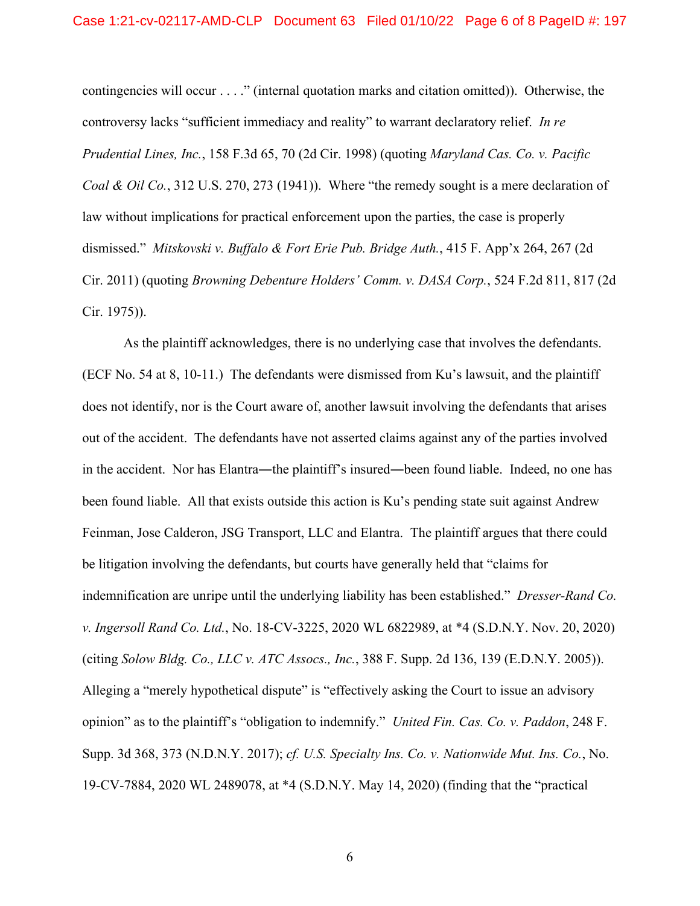contingencies will occur . . . ." (internal quotation marks and citation omitted)). Otherwise, the controversy lacks "sufficient immediacy and reality" to warrant declaratory relief. *In re Prudential Lines, Inc.*, 158 F.3d 65, 70 (2d Cir. 1998) (quoting *Maryland Cas. Co. v. Pacific Coal & Oil Co.*, 312 U.S. 270, 273 (1941)). Where "the remedy sought is a mere declaration of law without implications for practical enforcement upon the parties, the case is properly dismissed." *Mitskovski v. Buffalo & Fort Erie Pub. Bridge Auth.*, 415 F. App'x 264, 267 (2d Cir. 2011) (quoting *Browning Debenture Holders' Comm. v. DASA Corp.*, 524 F.2d 811, 817 (2d Cir. 1975)).

As the plaintiff acknowledges, there is no underlying case that involves the defendants. (ECF No. 54 at 8, 10-11.) The defendants were dismissed from Ku's lawsuit, and the plaintiff does not identify, nor is the Court aware of, another lawsuit involving the defendants that arises out of the accident. The defendants have not asserted claims against any of the parties involved in the accident. Nor has Elantra—the plaintiff's insured—been found liable. Indeed, no one has been found liable. All that exists outside this action is Ku's pending state suit against Andrew Feinman, Jose Calderon, JSG Transport, LLC and Elantra. The plaintiff argues that there could be litigation involving the defendants, but courts have generally held that "claims for indemnification are unripe until the underlying liability has been established." *Dresser-Rand Co. v. Ingersoll Rand Co. Ltd.*, No. 18-CV-3225, 2020 WL 6822989, at *4 (S.D.N.Y. Nov. 20, 2020) (citing *Solow Bldg. Co., LLC v. ATC Assocs., Inc.*, 388 F. Supp. 2d 136, 139 (E.D.N.Y. 2005)). Alleging a "merely hypothetical dispute" is "effectively asking the Court to issue an advisory opinion" as to the plaintiff's "obligation to indemnify." *United Fin. Cas. Co. v. Paddon*, 248 F. Supp. 3d 368, 373 (N.D.N.Y. 2017); *cf. U.S. Specialty Ins. Co. v. Nationwide Mut. Ins. Co.*, No. 19-CV-7884, 2020 WL 2489078, at *4 (S.D.N.Y. May 14, 2020) (finding that the "practical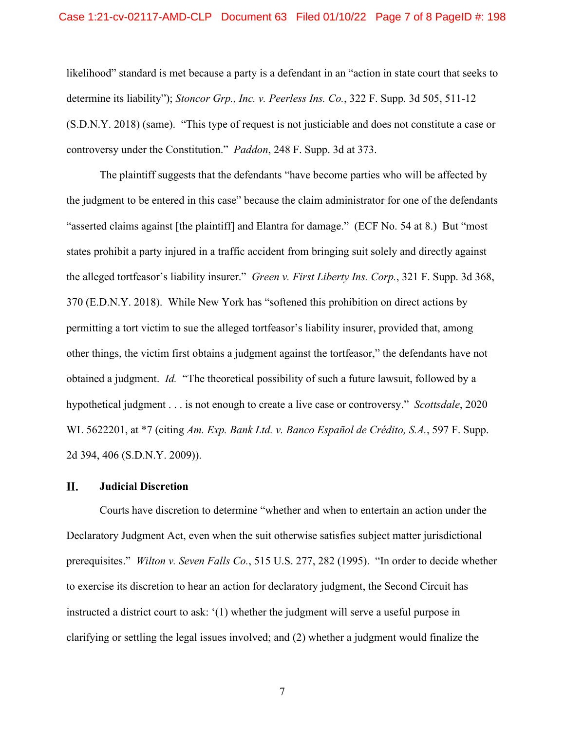likelihood" standard is met because a party is a defendant in an "action in state court that seeks to determine its liability"); *Stoncor Grp., Inc. v. Peerless Ins. Co.*, 322 F. Supp. 3d 505, 511-12 (S.D.N.Y. 2018) (same). "This type of request is not justiciable and does not constitute a case or controversy under the Constitution." *Paddon*, 248 F. Supp. 3d at 373.

The plaintiff suggests that the defendants "have become parties who will be affected by the judgment to be entered in this case" because the claim administrator for one of the defendants "asserted claims against [the plaintiff] and Elantra for damage." (ECF No. 54 at 8.) But "most states prohibit a party injured in a traffic accident from bringing suit solely and directly against the alleged tortfeasor's liability insurer." *Green v. First Liberty Ins. Corp.*, 321 F. Supp. 3d 368, 370 (E.D.N.Y. 2018). While New York has "softened this prohibition on direct actions by permitting a tort victim to sue the alleged tortfeasor's liability insurer, provided that, among other things, the victim first obtains a judgment against the tortfeasor," the defendants have not obtained a judgment. *Id.* "The theoretical possibility of such a future lawsuit, followed by a hypothetical judgment . . . is not enough to create a live case or controversy." *Scottsdale*, 2020 WL 5622201, at *7 (citing *Am. Exp. Bank Ltd. v. Banco Español de Crédito, S.A.*, 597 F. Supp. 2d 394, 406 (S.D.N.Y. 2009)).

## II. Judicial Discretion

Courts have discretion to determine "whether and when to entertain an action under the Declaratory Judgment Act, even when the suit otherwise satisfies subject matter jurisdictional prerequisites." *Wilton v. Seven Falls Co.*, 515 U.S. 277, 282 (1995). "In order to decide whether to exercise its discretion to hear an action for declaratory judgment, the Second Circuit has instructed a district court to ask: '(1) whether the judgment will serve a useful purpose in clarifying or settling the legal issues involved; and (2) whether a judgment would finalize the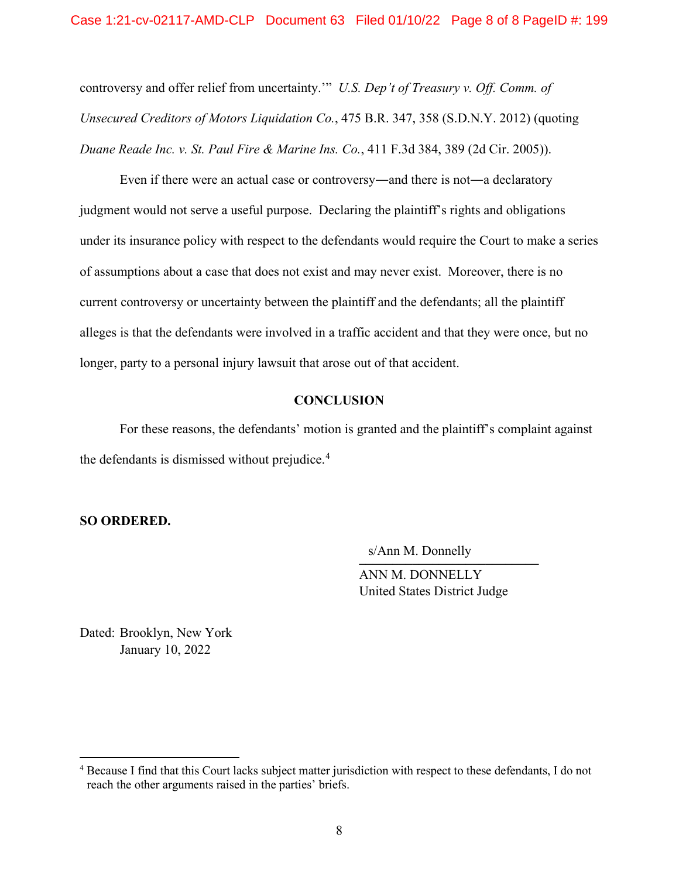controversy and offer relief from uncertainty.'" *U.S. Dep't of Treasury v. Off. Comm. of Unsecured Creditors of Motors Liquidation Co.*, 475 B.R. 347, 358 (S.D.N.Y. 2012) (quoting *Duane Reade Inc. v. St. Paul Fire & Marine Ins. Co.*, 411 F.3d 384, 389 (2d Cir. 2005)).

Even if there were an actual case or controversy—and there is not—a declaratory judgment would not serve a useful purpose. Declaring the plaintiff's rights and obligations under its insurance policy with respect to the defendants would require the Court to make a series of assumptions about a case that does not exist and may never exist. Moreover, there is no current controversy or uncertainty between the plaintiff and the defendants; all the plaintiff alleges is that the defendants were involved in a traffic accident and that they were once, but no longer, party to a personal injury lawsuit that arose out of that accident.

## CONCLUSION

For these reasons, the defendants' motion is granted and the plaintiff's complaint against the defendants is dismissed without prejudice.[4]

**SO ORDERED.**

s/Ann M. Donnelly

ANN M. DONNELLY
United States District Judge

Dated: Brooklyn, New York
January 10, 2022

---

[4] Because I find that this Court lacks subject matter jurisdiction with respect to these defendants, I do not reach the other arguments raised in the parties' briefs.